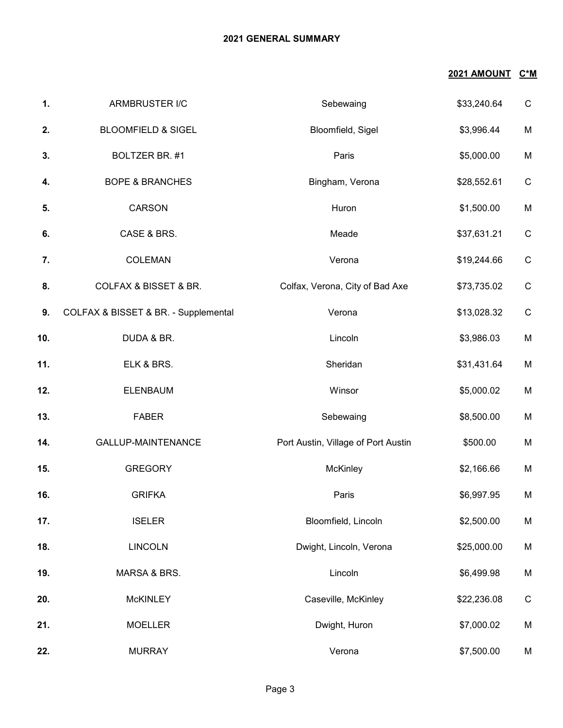# 2021 GENERAL SUMMARY

| | | | 2021 AMOUNT | C*M |
|---|---|---|---|---|
| 1. | ARMBRUSTER I/C | Sebewaing | $33,240.64 | C |
| 2. | BLOOMFIELD & SIGEL | Bloomfield, Sigel | $3,996.44 | M |
| 3. | BOLTZER BR. #1 | Paris | $5,000.00 | M |
| 4. | BOPE & BRANCHES | Bingham, Verona | $28,552.61 | C |
| 5. | CARSON | Huron | $1,500.00 | M |
| 6. | CASE & BRS. | Meade | $37,631.21 | C |
| 7. | COLEMAN | Verona | $19,244.66 | C |
| 8. | COLFAX & BISSET & BR. | Colfax, Verona, City of Bad Axe | $73,735.02 | C |
| 9. | COLFAX & BISSET & BR. - Supplemental | Verona | $13,028.32 | C |
| 10. | DUDA & BR. | Lincoln | $3,986.03 | M |
| 11. | ELK & BRS. | Sheridan | $31,431.64 | M |
| 12. | ELENBAUM | Winsor | $5,000.02 | M |
| 13. | FABER | Sebewaing | $8,500.00 | M |
| 14. | GALLUP-MAINTENANCE | Port Austin, Village of Port Austin | $500.00 | M |
| 15. | GREGORY | McKinley | $2,166.66 | M |
| 16. | GRIFKA | Paris | $6,997.95 | M |
| 17. | ISELER | Bloomfield, Lincoln | $2,500.00 | M |
| 18. | LINCOLN | Dwight, Lincoln, Verona | $25,000.00 | M |
| 19. | MARSA & BRS. | Lincoln | $6,499.98 | M |
| 20. | McKINLEY | Caseville, McKinley | $22,236.08 | C |
| 21. | MOELLER | Dwight, Huron | $7,000.02 | M |
| 22. | MURRAY | Verona | $7,500.00 | M |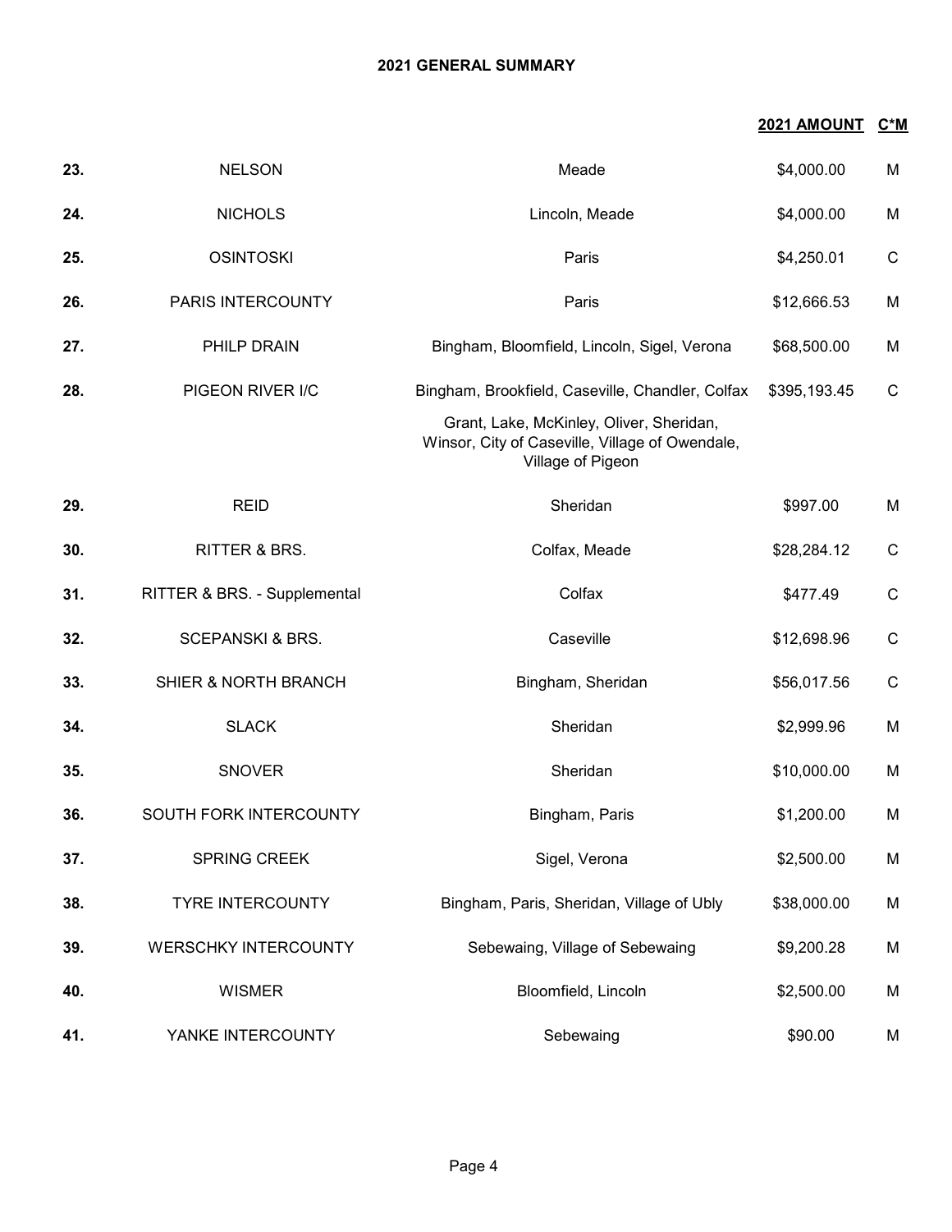## 2021 GENERAL SUMMARY

| | | | 2021 AMOUNT | C*M |
|---|---|---|---|---|
| 23. | NELSON | Meade | $4,000.00 | M |
| 24. | NICHOLS | Lincoln, Meade | $4,000.00 | M |
| 25. | OSINTOSKI | Paris | $4,250.01 | C |
| 26. | PARIS INTERCOUNTY | Paris | $12,666.53 | M |
| 27. | PHILP DRAIN | Bingham, Bloomfield, Lincoln, Sigel, Verona | $68,500.00 | M |
| 28. | PIGEON RIVER I/C | Bingham, Brookfield, Caseville, Chandler, Colfax Grant, Lake, McKinley, Oliver, Sheridan, Winsor, City of Caseville, Village of Owendale, Village of Pigeon | $395,193.45 | C |
| 29. | REID | Sheridan | $997.00 | M |
| 30. | RITTER & BRS. | Colfax, Meade | $28,284.12 | C |
| 31. | RITTER & BRS. - Supplemental | Colfax | $477.49 | C |
| 32. | SCEPANSKI & BRS. | Caseville | $12,698.96 | C |
| 33. | SHIER & NORTH BRANCH | Bingham, Sheridan | $56,017.56 | C |
| 34. | SLACK | Sheridan | $2,999.96 | M |
| 35. | SNOVER | Sheridan | $10,000.00 | M |
| 36. | SOUTH FORK INTERCOUNTY | Bingham, Paris | $1,200.00 | M |
| 37. | SPRING CREEK | Sigel, Verona | $2,500.00 | M |
| 38. | TYRE INTERCOUNTY | Bingham, Paris, Sheridan, Village of Ubly | $38,000.00 | M |
| 39. | WERSCHKY INTERCOUNTY | Sebewaing, Village of Sebewaing | $9,200.28 | M |
| 40. | WISMER | Bloomfield, Lincoln | $2,500.00 | M |
| 41. | YANKE INTERCOUNTY | Sebewaing | $90.00 | M |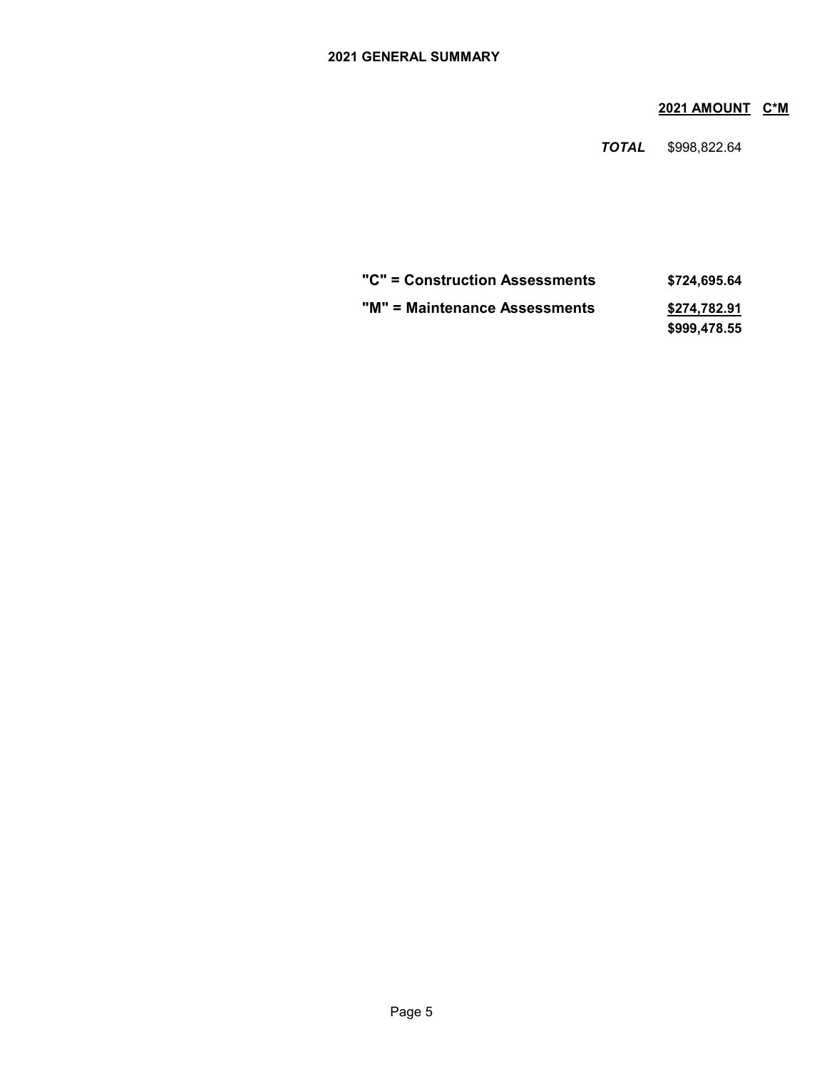**2021 GENERAL SUMMARY**

| | 2021 AMOUNT | C*M |
|---|---|---|
| ***TOTAL*** | $998,822.64 | |

| | |
|---|---|
| **"C" = Construction Assessments** | **$724,695.64** |
| **"M" = Maintenance Assessments** | **$274,782.91** |
| | **$999,478.55** |